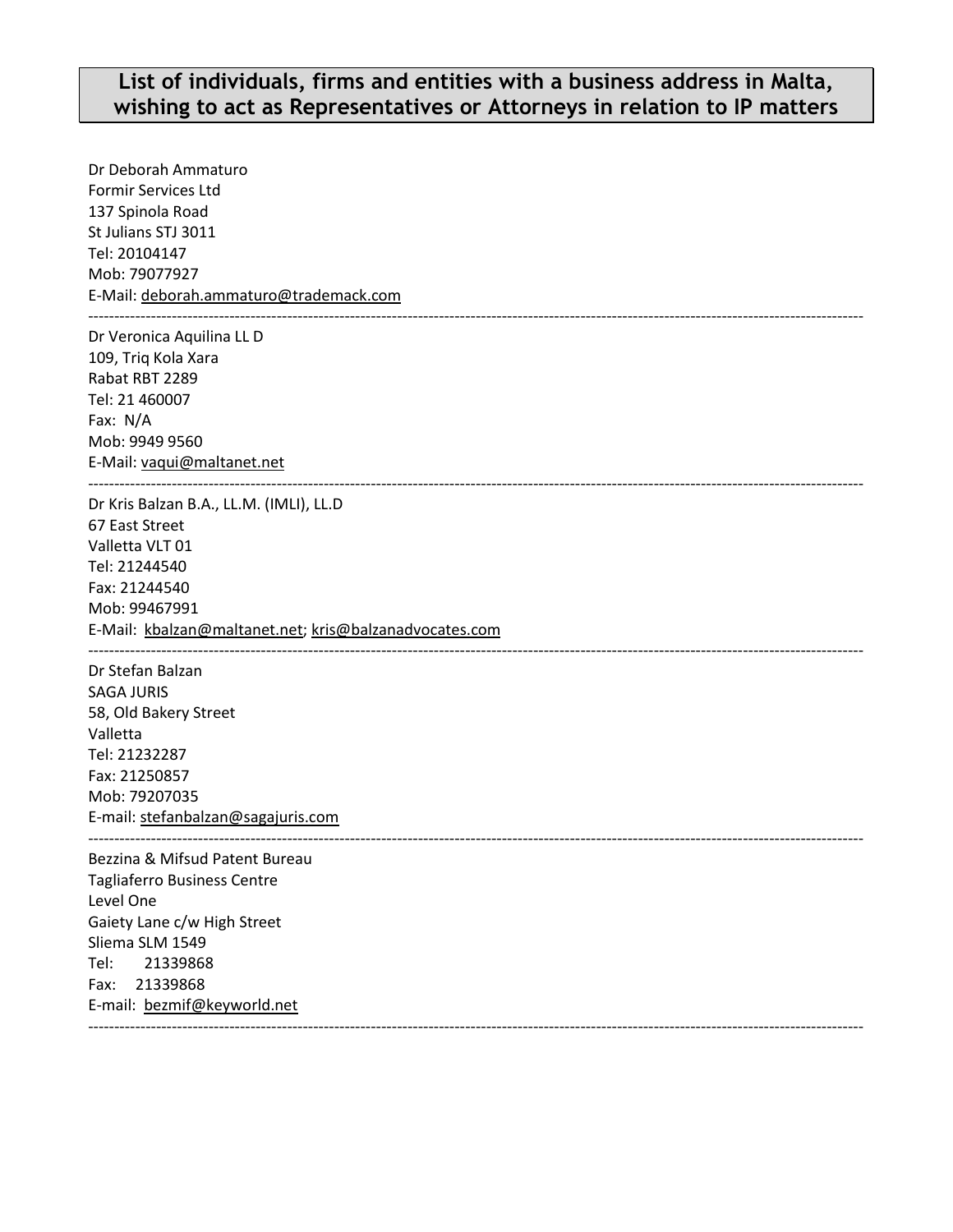# List of individuals, firms and entities with a business address in Malta, wishing to act as Representatives or Attorneys in relation to IP matters

Dr Deborah Ammaturo
Formir Services Ltd
137 Spinola Road
St Julians STJ 3011
Tel: 20104147
Mob: 79077927
E-Mail: deborah.ammaturo@trademack.com

---

Dr Veronica Aquilina LL D
109, Triq Kola Xara
Rabat RBT 2289
Tel: 21 460007
Fax: N/A
Mob: 9949 9560
E-Mail: vaqui@maltanet.net

---

Dr Kris Balzan B.A., LL.M. (IMLI), LL.D
67 East Street
Valletta VLT 01
Tel: 21244540
Fax: 21244540
Mob: 99467991
E-Mail: kbalzan@maltanet.net; kris@balzanadvocates.com

---

Dr Stefan Balzan
SAGA JURIS
58, Old Bakery Street
Valletta
Tel: 21232287
Fax: 21250857
Mob: 79207035
E-mail: stefanbalzan@sagajuris.com

---

Bezzina & Mifsud Patent Bureau
Tagliaferro Business Centre
Level One
Gaiety Lane c/w High Street
Sliema SLM 1549
Tel: 21339868
Fax: 21339868
E-mail: bezmif@keyworld.net

---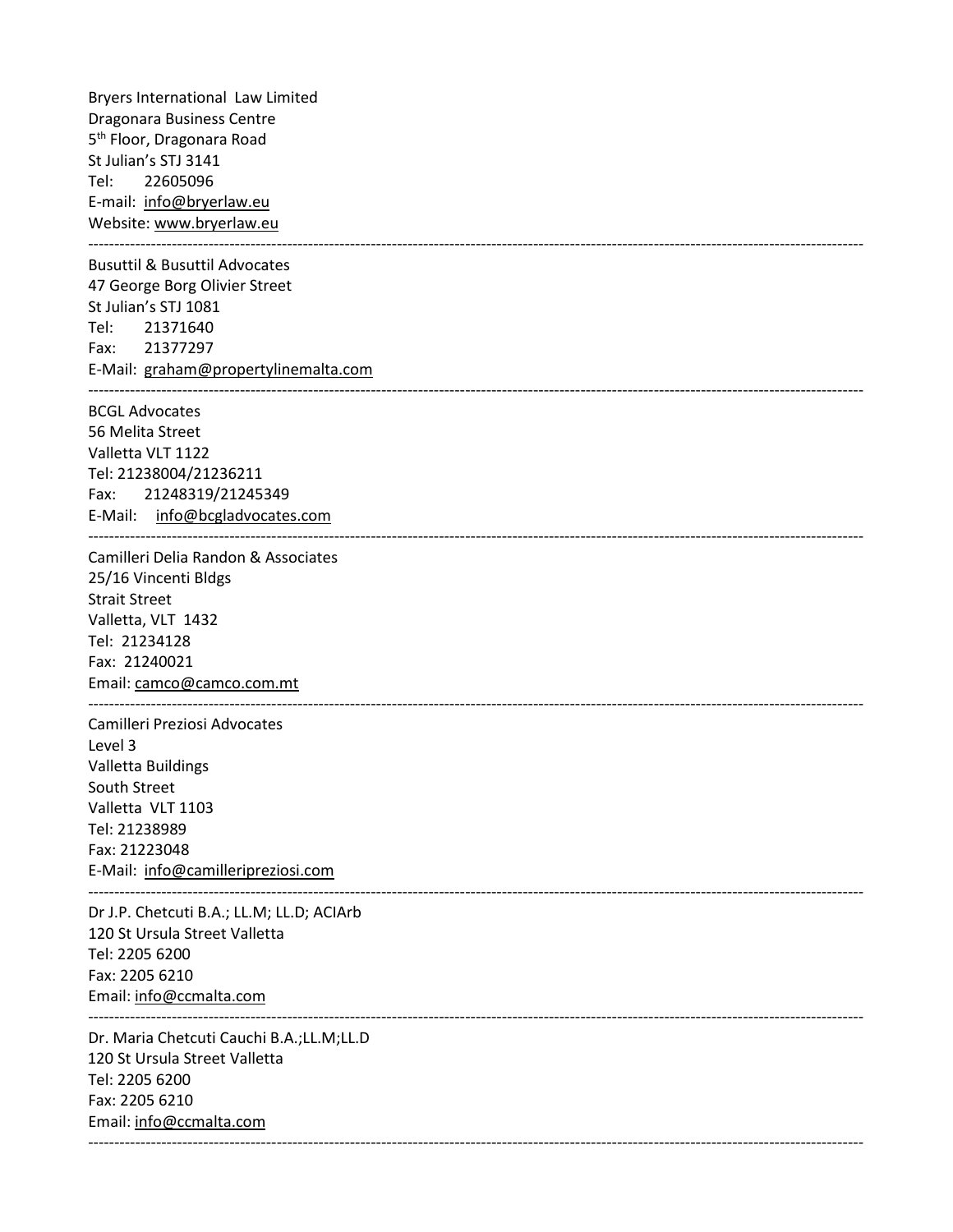Bryers International Law Limited
Dragonara Business Centre
5th Floor, Dragonara Road
St Julian's STJ 3141
Tel: 22605096
E-mail: info@bryerlaw.eu
Website: www.bryerlaw.eu

---

Busuttil & Busuttil Advocates
47 George Borg Olivier Street
St Julian's STJ 1081
Tel: 21371640
Fax: 21377297
E-Mail: graham@propertylinemalta.com

---

BCGL Advocates
56 Melita Street
Valletta VLT 1122
Tel: 21238004/21236211
Fax: 21248319/21245349
E-Mail: info@bcgladvocates.com

---

Camilleri Delia Randon & Associates
25/16 Vincenti Bldgs
Strait Street
Valletta, VLT 1432
Tel: 21234128
Fax: 21240021
Email: camco@camco.com.mt

---

Camilleri Preziosi Advocates
Level 3
Valletta Buildings
South Street
Valletta VLT 1103
Tel: 21238989
Fax: 21223048
E-Mail: info@camilleripreziosi.com

---

Dr J.P. Chetcuti B.A.; LL.M; LL.D; ACIArb
120 St Ursula Street Valletta
Tel: 2205 6200
Fax: 2205 6210
Email: info@ccmalta.com

---

Dr. Maria Chetcuti Cauchi B.A.;LL.M;LL.D
120 St Ursula Street Valletta
Tel: 2205 6200
Fax: 2205 6210
Email: info@ccmalta.com

---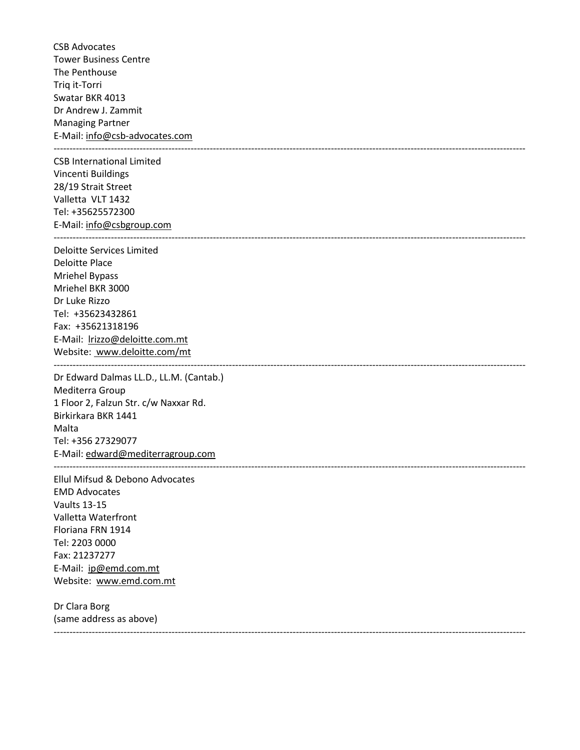CSB Advocates
Tower Business Centre
The Penthouse
Triq it-Torri
Swatar BKR 4013
Dr Andrew J. Zammit
Managing Partner
E-Mail: info@csb-advocates.com

---

CSB International Limited
Vincenti Buildings
28/19 Strait Street
Valletta VLT 1432
Tel: +35625572300
E-Mail: info@csbgroup.com

---

Deloitte Services Limited
Deloitte Place
Mriehel Bypass
Mriehel BKR 3000
Dr Luke Rizzo
Tel: +35623432861
Fax: +35621318196
E-Mail: lrizzo@deloitte.com.mt
Website: www.deloitte.com/mt

---

Dr Edward Dalmas LL.D., LL.M. (Cantab.)
Mediterra Group
1 Floor 2, Falzun Str. c/w Naxxar Rd.
Birkirkara BKR 1441
Malta
Tel: +356 27329077
E-Mail: edward@mediterragroup.com

---

Ellul Mifsud & Debono Advocates
EMD Advocates
Vaults 13-15
Valletta Waterfront
Floriana FRN 1914
Tel: 2203 0000
Fax: 21237277
E-Mail: ip@emd.com.mt
Website: www.emd.com.mt

Dr Clara Borg
(same address as above)

---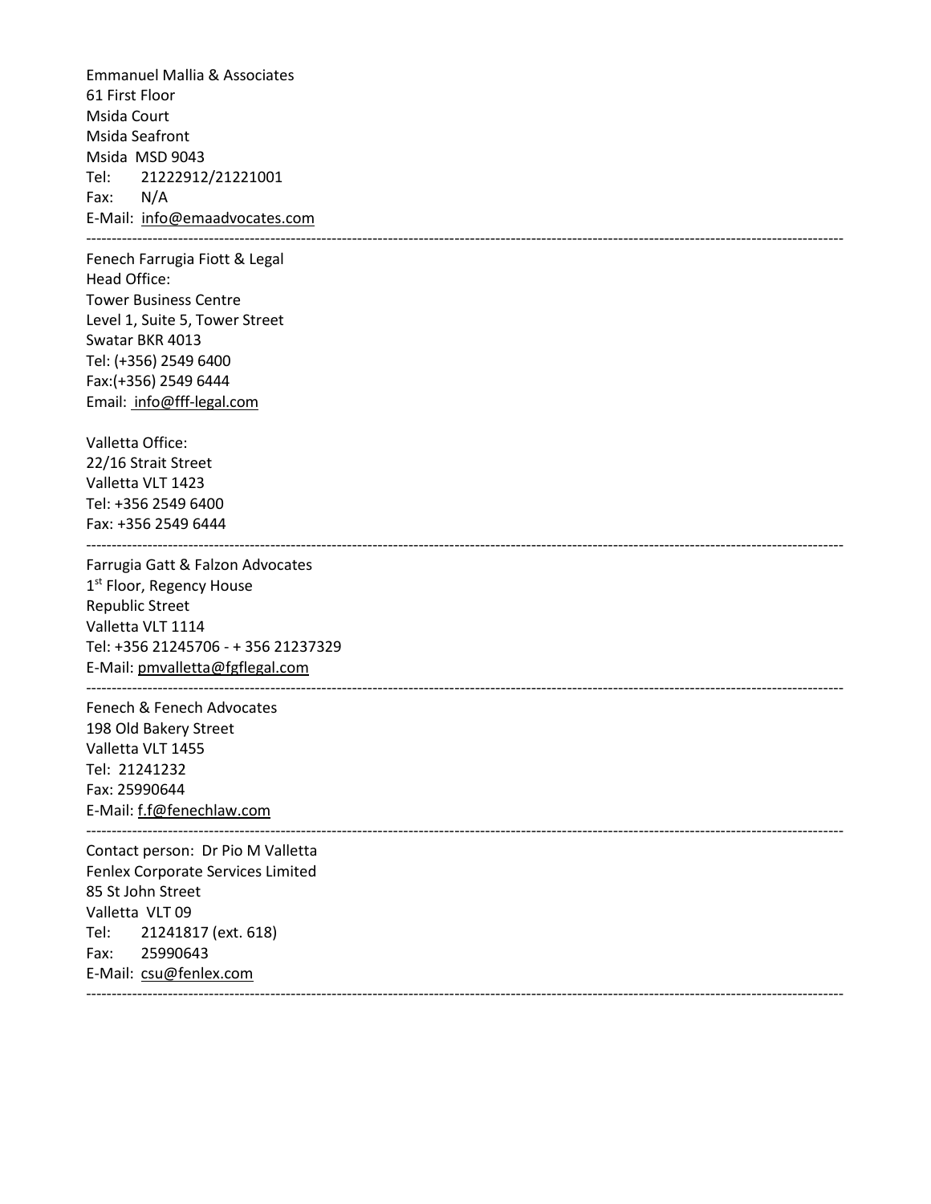Emmanuel Mallia & Associates
61 First Floor
Msida Court
Msida Seafront
Msida MSD 9043
Tel: 21222912/21221001
Fax: N/A
E-Mail: info@emaadvocates.com

---

Fenech Farrugia Fiott & Legal
Head Office:
Tower Business Centre
Level 1, Suite 5, Tower Street
Swatar BKR 4013
Tel: (+356) 2549 6400
Fax:(+356) 2549 6444
Email: info@fff-legal.com

Valletta Office:
22/16 Strait Street
Valletta VLT 1423
Tel: +356 2549 6400
Fax: +356 2549 6444

---

Farrugia Gatt & Falzon Advocates
1st Floor, Regency House
Republic Street
Valletta VLT 1114
Tel: +356 21245706 - + 356 21237329
E-Mail: pmvalletta@fgflegal.com

---

Fenech & Fenech Advocates
198 Old Bakery Street
Valletta VLT 1455
Tel: 21241232
Fax: 25990644
E-Mail: f.f@fenechlaw.com

---

Contact person: Dr Pio M Valletta
Fenlex Corporate Services Limited
85 St John Street
Valletta VLT 09
Tel: 21241817 (ext. 618)
Fax: 25990643
E-Mail: csu@fenlex.com

---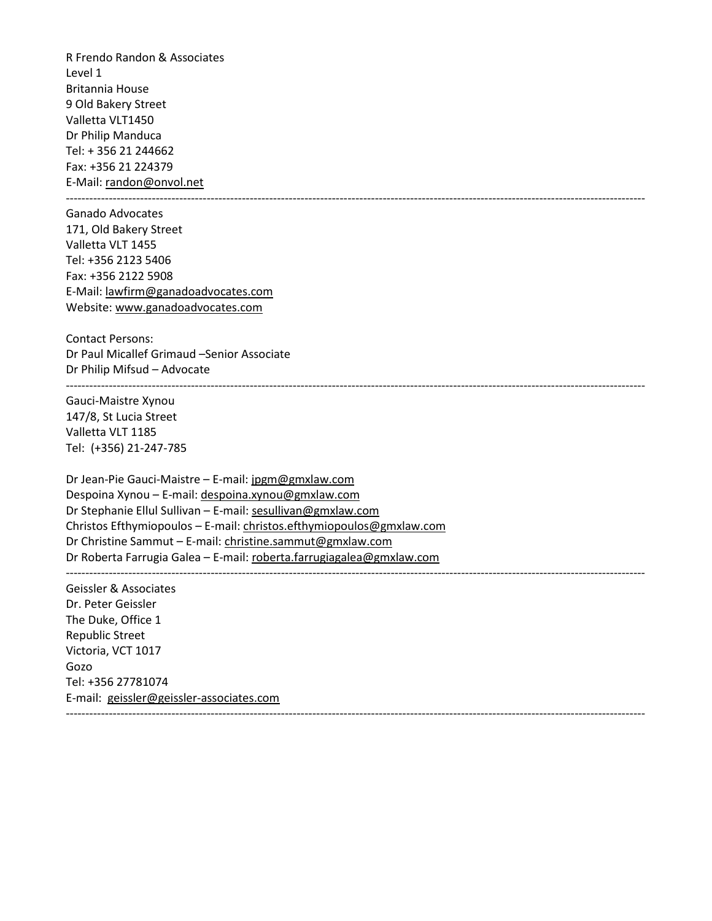R Frendo Randon & Associates
Level 1
Britannia House
9 Old Bakery Street
Valletta VLT1450
Dr Philip Manduca
Tel: + 356 21 244662
Fax: +356 21 224379
E-Mail: randon@onvol.net

---

Ganado Advocates
171, Old Bakery Street
Valletta VLT 1455
Tel: +356 2123 5406
Fax: +356 2122 5908
E-Mail: lawfirm@ganadoadvocates.com
Website: www.ganadoadvocates.com

Contact Persons:
Dr Paul Micallef Grimaud –Senior Associate
Dr Philip Mifsud – Advocate

---

Gauci-Maistre Xynou
147/8, St Lucia Street
Valletta VLT 1185
Tel: (+356) 21-247-785

Dr Jean-Pie Gauci-Maistre – E-mail: jpgm@gmxlaw.com
Despoina Xynou – E-mail: despoina.xynou@gmxlaw.com
Dr Stephanie Ellul Sullivan – E-mail: sesullivan@gmxlaw.com
Christos Efthymiopoulos – E-mail: christos.efthymiopoulos@gmxlaw.com
Dr Christine Sammut – E-mail: christine.sammut@gmxlaw.com
Dr Roberta Farrugia Galea – E-mail: roberta.farrugiagalea@gmxlaw.com

---

Geissler & Associates
Dr. Peter Geissler
The Duke, Office 1
Republic Street
Victoria, VCT 1017
Gozo
Tel: +356 27781074
E-mail: geissler@geissler-associates.com

---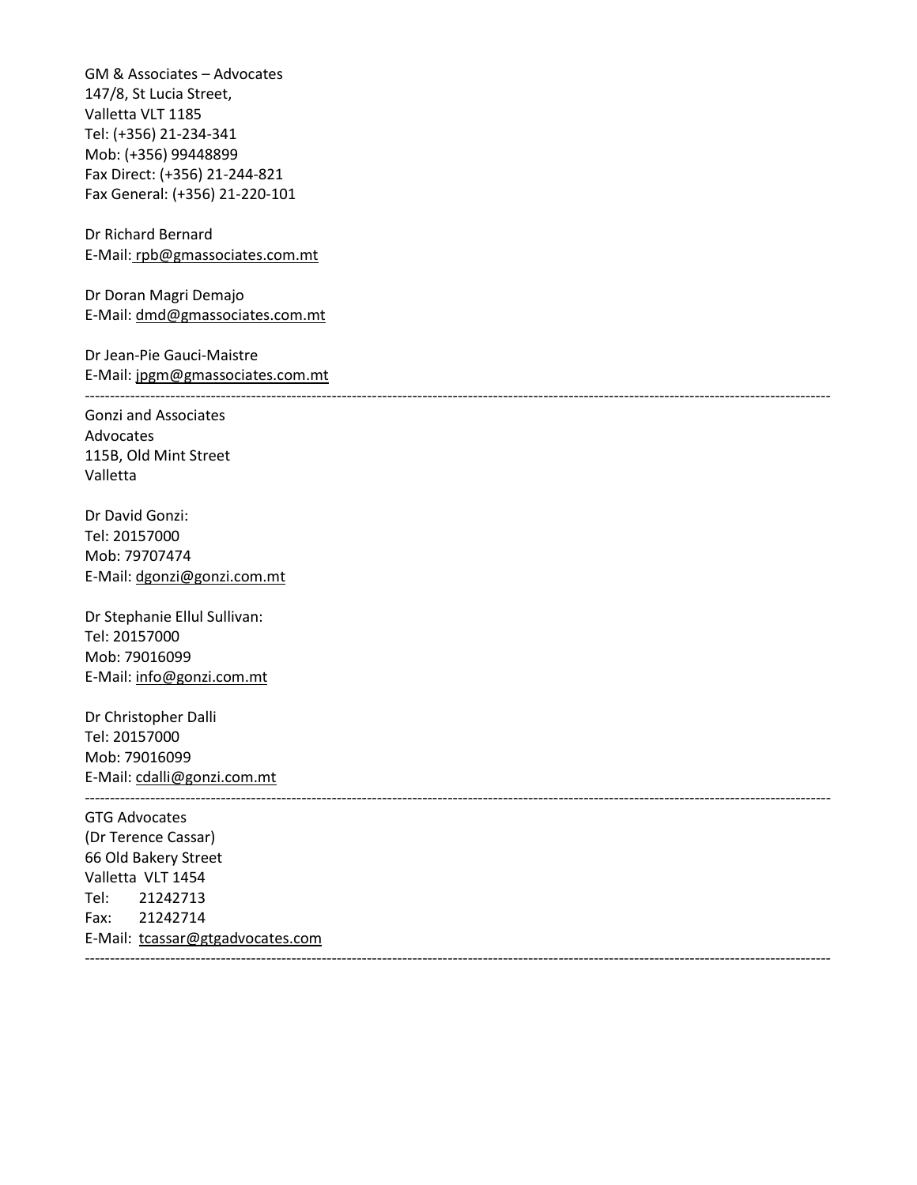GM & Associates – Advocates
147/8, St Lucia Street,
Valletta VLT 1185
Tel: (+356) 21-234-341
Mob: (+356) 99448899
Fax Direct: (+356) 21-244-821
Fax General: (+356) 21-220-101

Dr Richard Bernard
E-Mail: rpb@gmassociates.com.mt

Dr Doran Magri Demajo
E-Mail: dmd@gmassociates.com.mt

Dr Jean-Pie Gauci-Maistre
E-Mail: jpgm@gmassociates.com.mt

---

Gonzi and Associates
Advocates
115B, Old Mint Street
Valletta

Dr David Gonzi:
Tel: 20157000
Mob: 79707474
E-Mail: dgonzi@gonzi.com.mt

Dr Stephanie Ellul Sullivan:
Tel: 20157000
Mob: 79016099
E-Mail: info@gonzi.com.mt

Dr Christopher Dalli
Tel: 20157000
Mob: 79016099
E-Mail: cdalli@gonzi.com.mt

---

GTG Advocates
(Dr Terence Cassar)
66 Old Bakery Street
Valletta VLT 1454
Tel: 21242713
Fax: 21242714
E-Mail: tcassar@gtgadvocates.com

---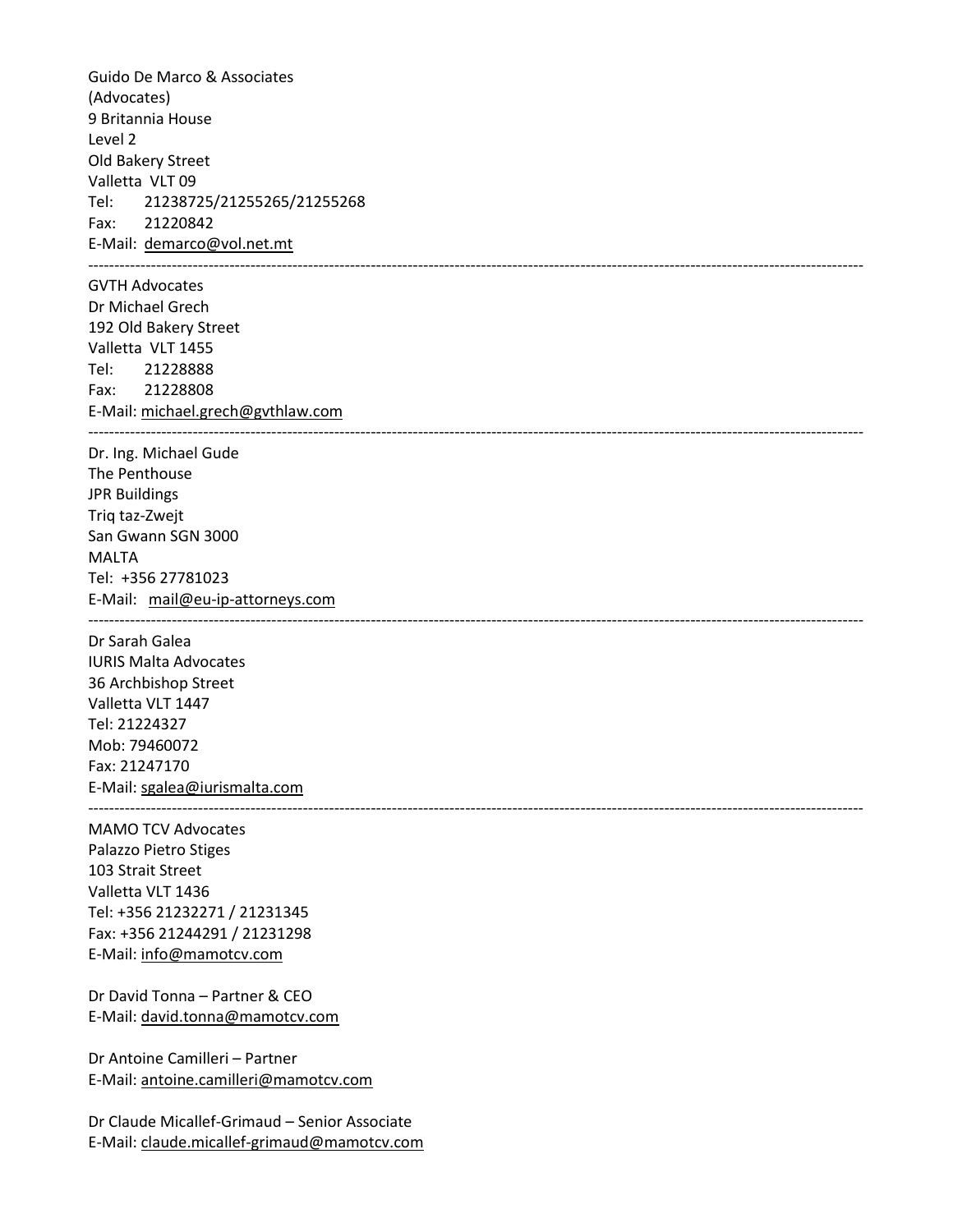Guido De Marco & Associates
(Advocates)
9 Britannia House
Level 2
Old Bakery Street
Valletta VLT 09
Tel: 21238725/21255265/21255268
Fax: 21220842
E-Mail: demarco@vol.net.mt

---

GVTH Advocates
Dr Michael Grech
192 Old Bakery Street
Valletta VLT 1455
Tel: 21228888
Fax: 21228808
E-Mail: michael.grech@gvthlaw.com

---

Dr. Ing. Michael Gude
The Penthouse
JPR Buildings
Triq taz-Zwejt
San Gwann SGN 3000
MALTA
Tel: +356 27781023
E-Mail: mail@eu-ip-attorneys.com

---

Dr Sarah Galea
IURIS Malta Advocates
36 Archbishop Street
Valletta VLT 1447
Tel: 21224327
Mob: 79460072
Fax: 21247170
E-Mail: sgalea@iurismalta.com

---

MAMO TCV Advocates
Palazzo Pietro Stiges
103 Strait Street
Valletta VLT 1436
Tel: +356 21232271 / 21231345
Fax: +356 21244291 / 21231298
E-Mail: info@mamotcv.com

Dr David Tonna – Partner & CEO
E-Mail: david.tonna@mamotcv.com

Dr Antoine Camilleri – Partner
E-Mail: antoine.camilleri@mamotcv.com

Dr Claude Micallef-Grimaud – Senior Associate
E-Mail: claude.micallef-grimaud@mamotcv.com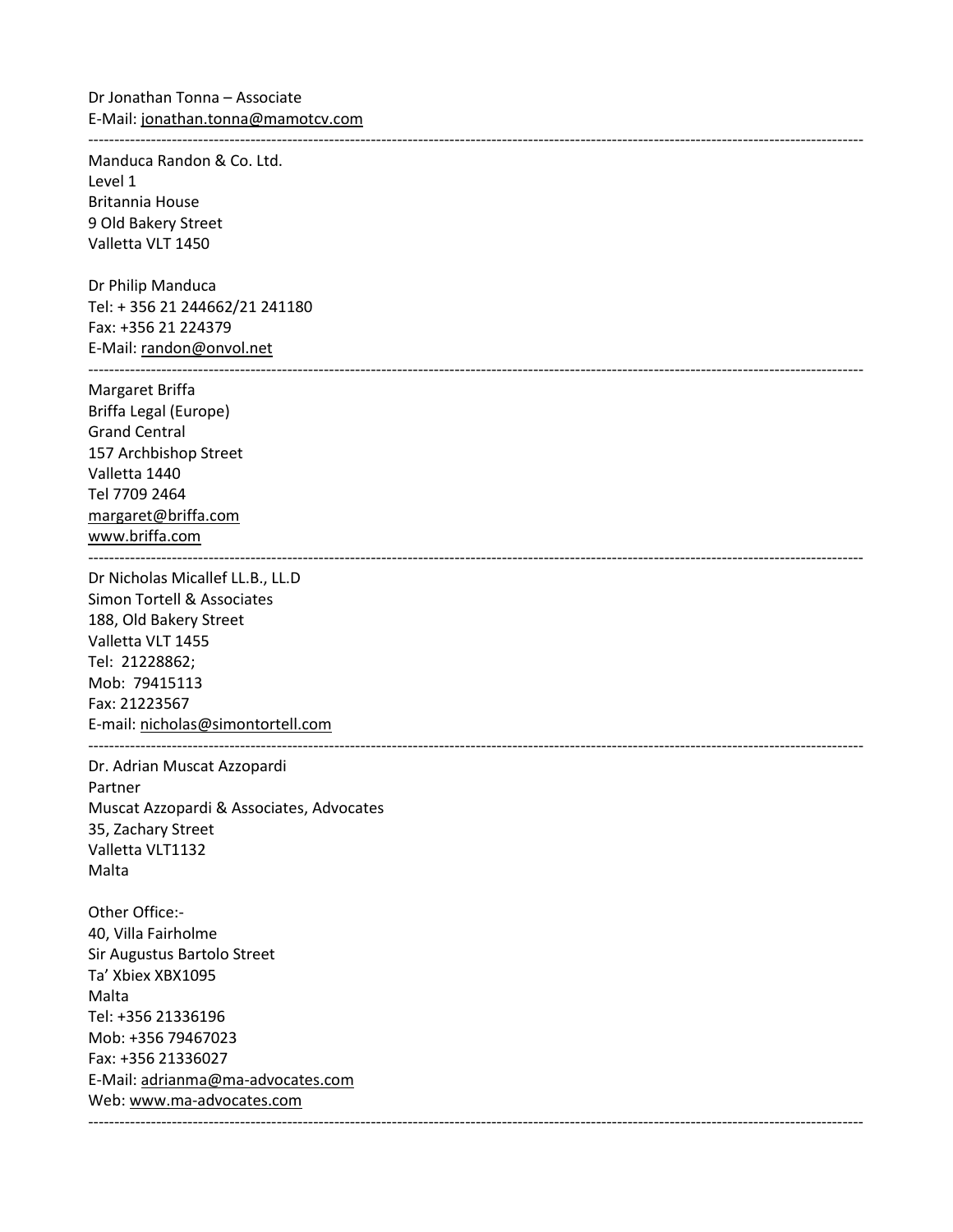Dr Jonathan Tonna – Associate
E-Mail: jonathan.tonna@mamotcv.com

---

Manduca Randon & Co. Ltd.
Level 1
Britannia House
9 Old Bakery Street
Valletta VLT 1450

Dr Philip Manduca
Tel: + 356 21 244662/21 241180
Fax: +356 21 224379
E-Mail: randon@onvol.net

---

Margaret Briffa
Briffa Legal (Europe)
Grand Central
157 Archbishop Street
Valletta 1440
Tel 7709 2464
margaret@briffa.com
www.briffa.com

---

Dr Nicholas Micallef LL.B., LL.D
Simon Tortell & Associates
188, Old Bakery Street
Valletta VLT 1455
Tel: 21228862;
Mob: 79415113
Fax: 21223567
E-mail: nicholas@simontortell.com

---

Dr. Adrian Muscat Azzopardi
Partner
Muscat Azzopardi & Associates, Advocates
35, Zachary Street
Valletta VLT1132
Malta

Other Office:-
40, Villa Fairholme
Sir Augustus Bartolo Street
Ta' Xbiex XBX1095
Malta
Tel: +356 21336196
Mob: +356 79467023
Fax: +356 21336027
E-Mail: adrianma@ma-advocates.com
Web: www.ma-advocates.com

---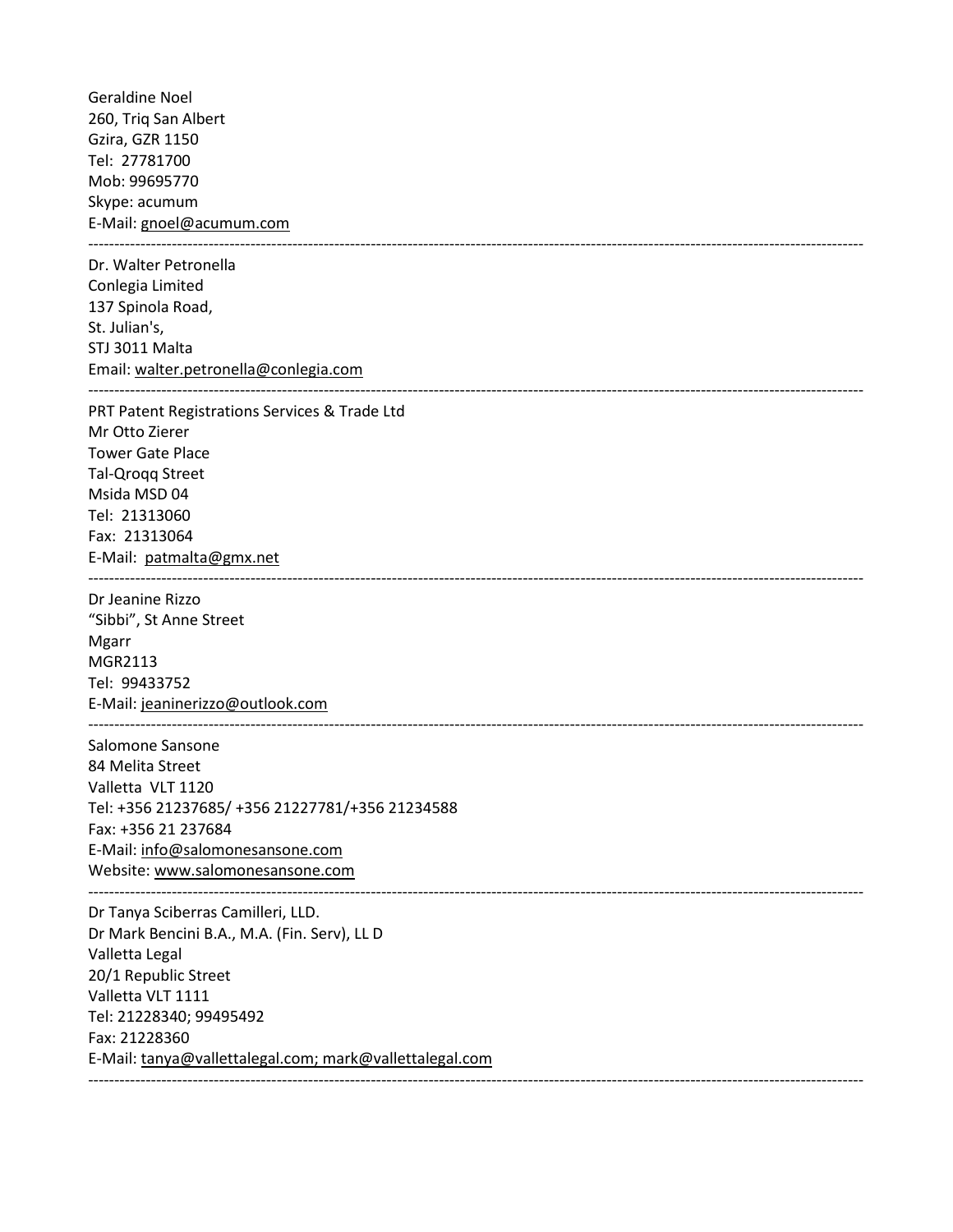Geraldine Noel
260, Triq San Albert
Gzira, GZR 1150
Tel: 27781700
Mob: 99695770
Skype: acumum
E-Mail: gnoel@acumum.com

---

Dr. Walter Petronella
Conlegia Limited
137 Spinola Road,
St. Julian's,
STJ 3011 Malta
Email: walter.petronella@conlegia.com

---

PRT Patent Registrations Services & Trade Ltd
Mr Otto Zierer
Tower Gate Place
Tal-Qroqq Street
Msida MSD 04
Tel: 21313060
Fax: 21313064
E-Mail: patmalta@gmx.net

---

Dr Jeanine Rizzo
“Sibbi”, St Anne Street
Mgarr
MGR2113
Tel: 99433752
E-Mail: jeaninerizzo@outlook.com

---

Salomone Sansone
84 Melita Street
Valletta VLT 1120
Tel: +356 21237685/ +356 21227781/+356 21234588
Fax: +356 21 237684
E-Mail: info@salomonesansone.com
Website: www.salomonesansone.com

---

Dr Tanya Sciberras Camilleri, LLD.
Dr Mark Bencini B.A., M.A. (Fin. Serv), LL D
Valletta Legal
20/1 Republic Street
Valletta VLT 1111
Tel: 21228340; 99495492
Fax: 21228360
E-Mail: tanya@vallettalegal.com; mark@vallettalegal.com

---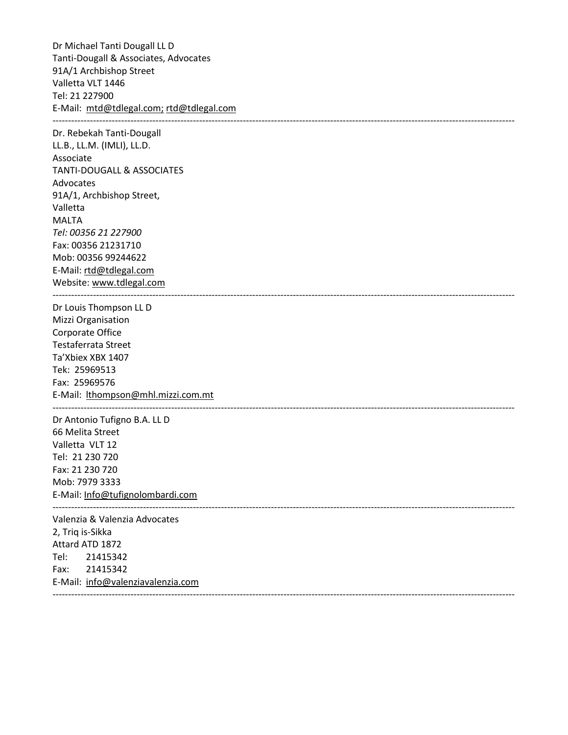Dr Michael Tanti Dougall LL D
Tanti-Dougall & Associates, Advocates
91A/1 Archbishop Street
Valletta VLT 1446
Tel: 21 227900
E-Mail: mtd@tdlegal.com; rtd@tdlegal.com

---

Dr. Rebekah Tanti-Dougall
LL.B., LL.M. (IMLI), LL.D.
Associate
TANTI-DOUGALL & ASSOCIATES
Advocates
91A/1, Archbishop Street,
Valletta
MALTA
*Tel: 00356 21 227900*
Fax: 00356 21231710
Mob: 00356 99244622
E-Mail: rtd@tdlegal.com
Website: www.tdlegal.com

---

Dr Louis Thompson LL D
Mizzi Organisation
Corporate Office
Testaferrata Street
Ta'Xbiex XBX 1407
Tek: 25969513
Fax: 25969576
E-Mail: lthompson@mhl.mizzi.com.mt

---

Dr Antonio Tufigno B.A. LL D
66 Melita Street
Valletta VLT 12
Tel: 21 230 720
Fax: 21 230 720
Mob: 7979 3333
E-Mail: Info@tufignolombardi.com

---

Valenzia & Valenzia Advocates
2, Triq is-Sikka
Attard ATD 1872
Tel: 21415342
Fax: 21415342
E-Mail: info@valenziavalenzia.com

---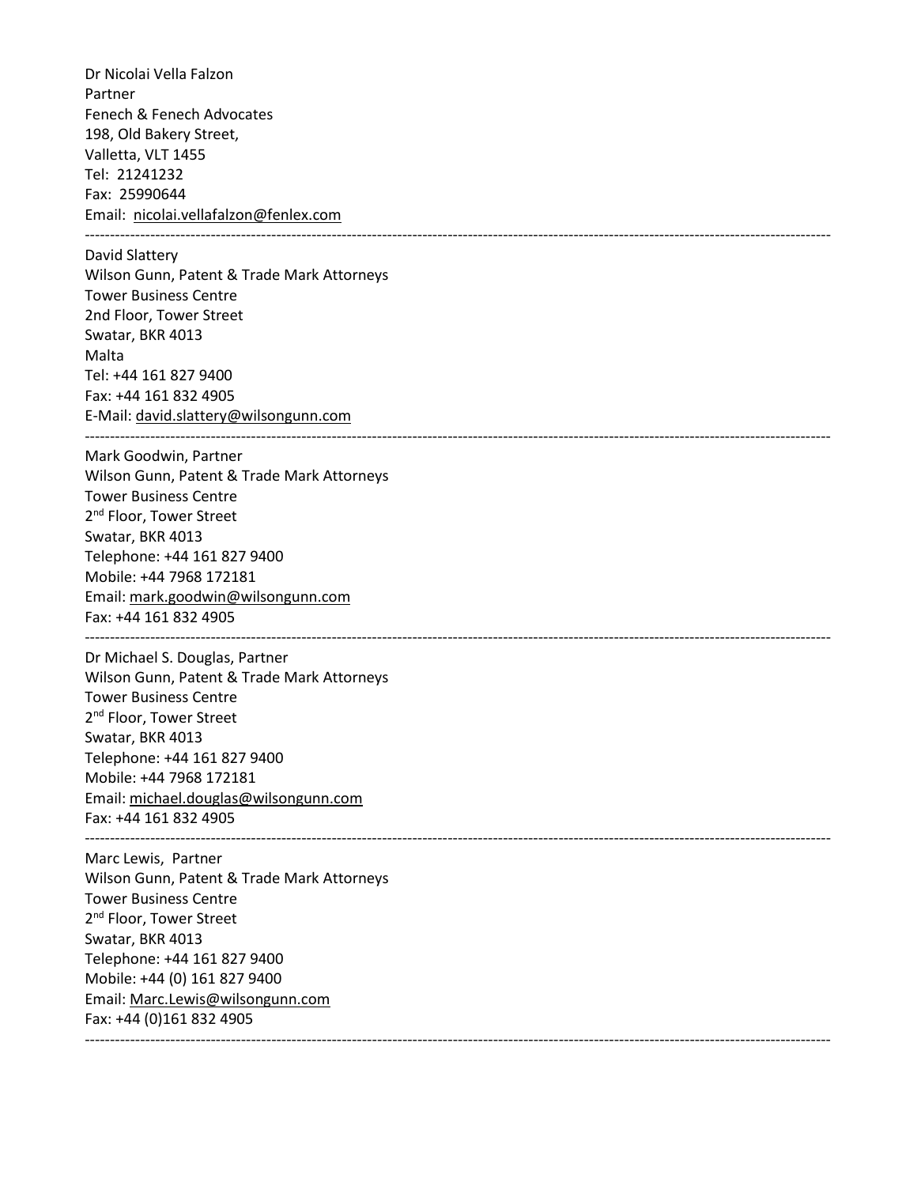Dr Nicolai Vella Falzon
Partner
Fenech & Fenech Advocates
198, Old Bakery Street,
Valletta, VLT 1455
Tel: 21241232
Fax: 25990644
Email: nicolai.vellafalzon@fenlex.com

---

David Slattery
Wilson Gunn, Patent & Trade Mark Attorneys
Tower Business Centre
2nd Floor, Tower Street
Swatar, BKR 4013
Malta
Tel: +44 161 827 9400
Fax: +44 161 832 4905
E-Mail: david.slattery@wilsongunn.com

---

Mark Goodwin, Partner
Wilson Gunn, Patent & Trade Mark Attorneys
Tower Business Centre
2nd Floor, Tower Street
Swatar, BKR 4013
Telephone: +44 161 827 9400
Mobile: +44 7968 172181
Email: mark.goodwin@wilsongunn.com
Fax: +44 161 832 4905

---

Dr Michael S. Douglas, Partner
Wilson Gunn, Patent & Trade Mark Attorneys
Tower Business Centre
2nd Floor, Tower Street
Swatar, BKR 4013
Telephone: +44 161 827 9400
Mobile: +44 7968 172181
Email: michael.douglas@wilsongunn.com
Fax: +44 161 832 4905

---

Marc Lewis, Partner
Wilson Gunn, Patent & Trade Mark Attorneys
Tower Business Centre
2nd Floor, Tower Street
Swatar, BKR 4013
Telephone: +44 161 827 9400
Mobile: +44 (0) 161 827 9400
Email: Marc.Lewis@wilsongunn.com
Fax: +44 (0)161 832 4905

---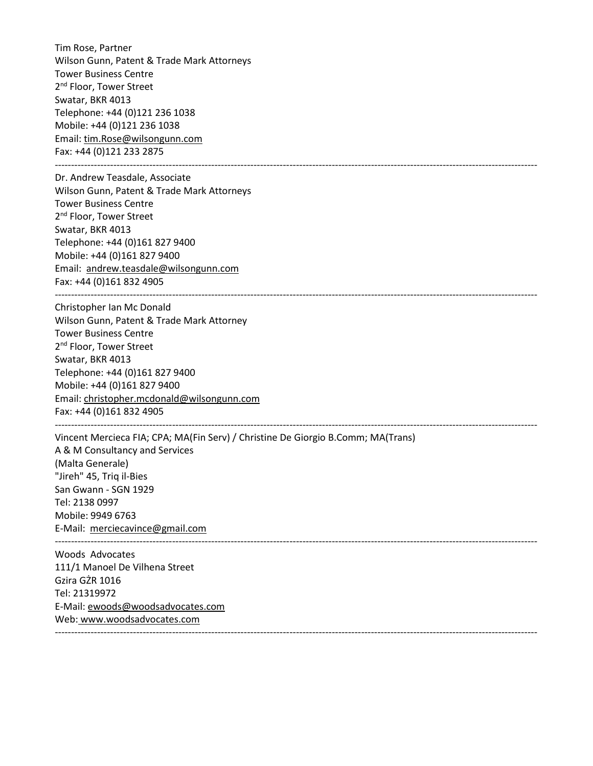Tim Rose, Partner
Wilson Gunn, Patent & Trade Mark Attorneys
Tower Business Centre
2nd Floor, Tower Street
Swatar, BKR 4013
Telephone: +44 (0)121 236 1038
Mobile: +44 (0)121 236 1038
Email: tim.Rose@wilsongunn.com
Fax: +44 (0)121 233 2875

---

Dr. Andrew Teasdale, Associate
Wilson Gunn, Patent & Trade Mark Attorneys
Tower Business Centre
2nd Floor, Tower Street
Swatar, BKR 4013
Telephone: +44 (0)161 827 9400
Mobile: +44 (0)161 827 9400
Email: andrew.teasdale@wilsongunn.com
Fax: +44 (0)161 832 4905

---

Christopher Ian Mc Donald
Wilson Gunn, Patent & Trade Mark Attorney
Tower Business Centre
2nd Floor, Tower Street
Swatar, BKR 4013
Telephone: +44 (0)161 827 9400
Mobile: +44 (0)161 827 9400
Email: christopher.mcdonald@wilsongunn.com
Fax: +44 (0)161 832 4905

---

Vincent Mercieca FIA; CPA; MA(Fin Serv) / Christine De Giorgio B.Comm; MA(Trans)
A & M Consultancy and Services
(Malta Generale)
"Jireh" 45, Triq il-Bies
San Gwann - SGN 1929
Tel: 2138 0997
Mobile: 9949 6763
E-Mail: merciecavince@gmail.com

---

Woods Advocates
111/1 Manoel De Vilhena Street
Gzira GŻR 1016
Tel: 21319972
E-Mail: ewoods@woodsadvocates.com
Web: www.woodsadvocates.com

---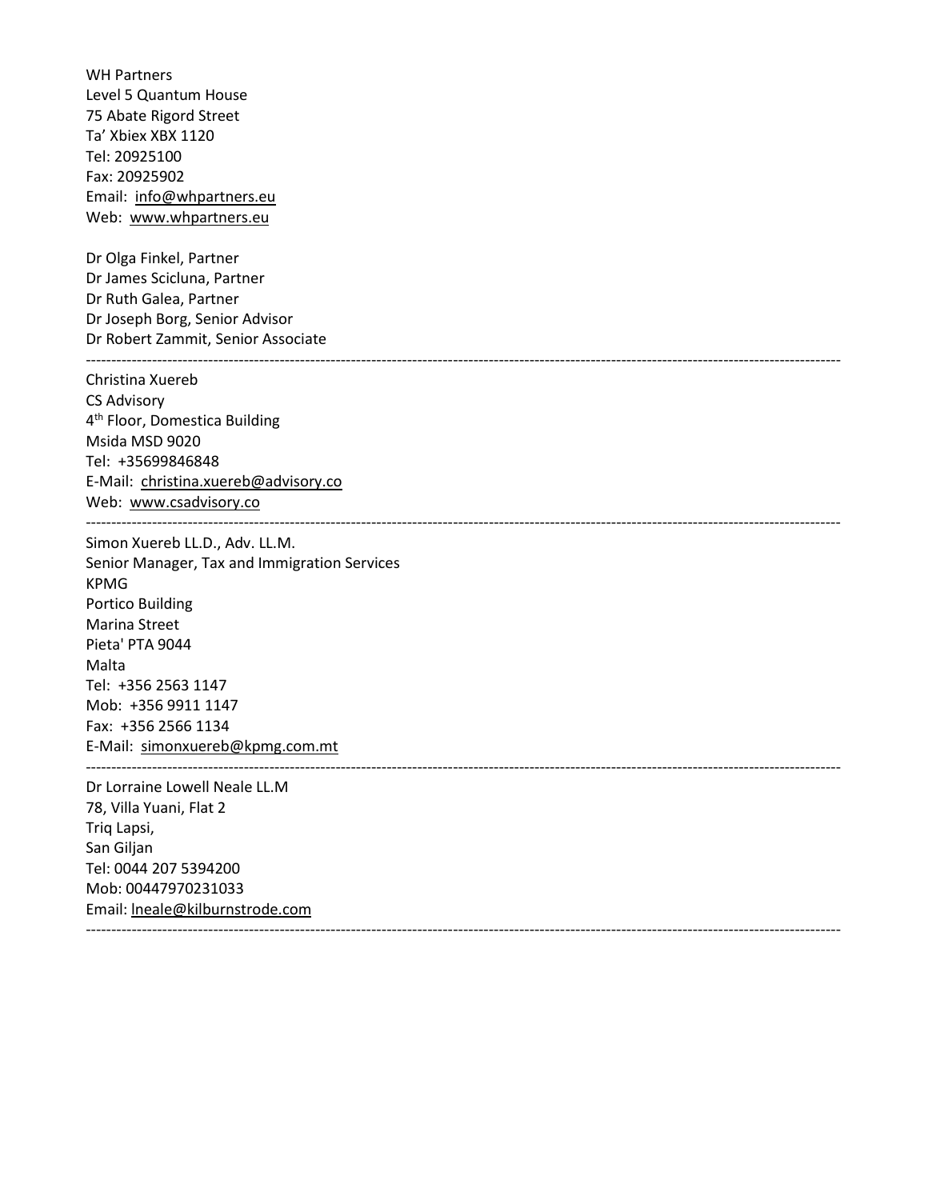WH Partners
Level 5 Quantum House
75 Abate Rigord Street
Ta' Xbiex XBX 1120
Tel: 20925100
Fax: 20925902
Email: info@whpartners.eu
Web: www.whpartners.eu

Dr Olga Finkel, Partner
Dr James Scicluna, Partner
Dr Ruth Galea, Partner
Dr Joseph Borg, Senior Advisor
Dr Robert Zammit, Senior Associate

---

Christina Xuereb
CS Advisory
4th Floor, Domestica Building
Msida MSD 9020
Tel: +35699846848
E-Mail: christina.xuereb@advisory.co
Web: www.csadvisory.co

---

Simon Xuereb LL.D., Adv. LL.M.
Senior Manager, Tax and Immigration Services
KPMG
Portico Building
Marina Street
Pieta' PTA 9044
Malta
Tel: +356 2563 1147
Mob: +356 9911 1147
Fax: +356 2566 1134
E-Mail: simonxuereb@kpmg.com.mt

---

Dr Lorraine Lowell Neale LL.M
78, Villa Yuani, Flat 2
Triq Lapsi,
San Giljan
Tel: 0044 207 5394200
Mob: 00447970231033
Email: lneale@kilburnstrode.com

---